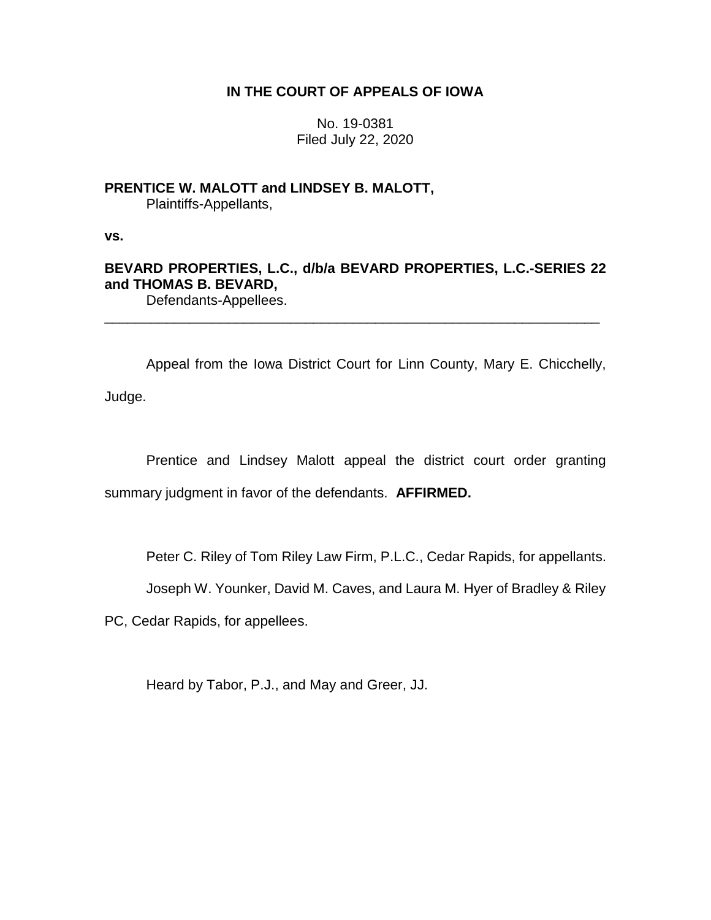**IN THE COURT OF APPEALS OF IOWA**

No. 19-0381
Filed July 22, 2020

**PRENTICE W. MALOTT and LINDSEY B. MALOTT,**
Plaintiffs-Appellants,

**vs.**

**BEVARD PROPERTIES, L.C., d/b/a BEVARD PROPERTIES, L.C.-SERIES 22 and THOMAS B. BEVARD,**
Defendants-Appellees.

---

Appeal from the Iowa District Court for Linn County, Mary E. Chicchelly, Judge.

Prentice and Lindsey Malott appeal the district court order granting summary judgment in favor of the defendants. **AFFIRMED.**

Peter C. Riley of Tom Riley Law Firm, P.L.C., Cedar Rapids, for appellants.

Joseph W. Younker, David M. Caves, and Laura M. Hyer of Bradley & Riley PC, Cedar Rapids, for appellees.

Heard by Tabor, P.J., and May and Greer, JJ.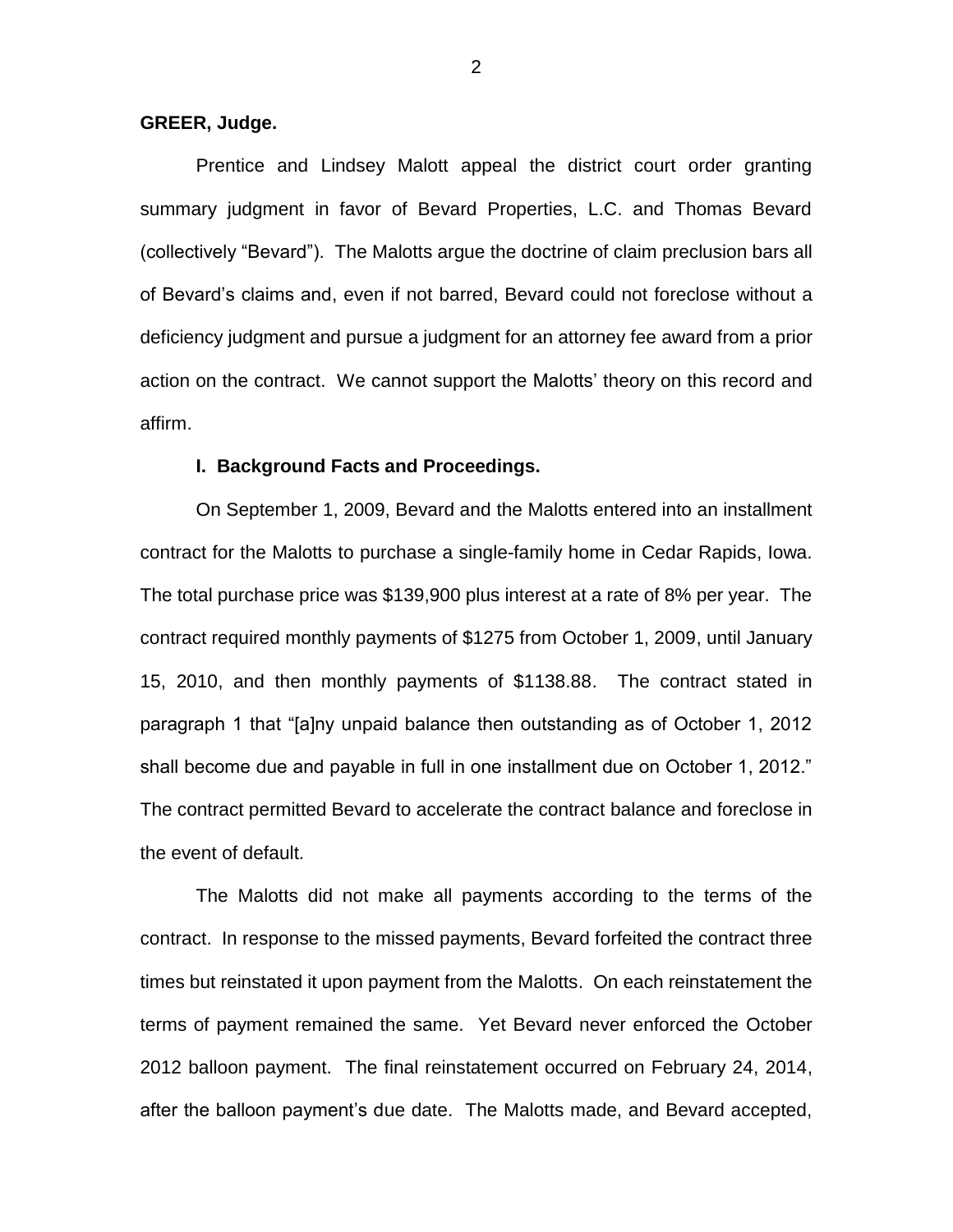**GREER, Judge.**

Prentice and Lindsey Malott appeal the district court order granting summary judgment in favor of Bevard Properties, L.C. and Thomas Bevard (collectively "Bevard"). The Malotts argue the doctrine of claim preclusion bars all of Bevard's claims and, even if not barred, Bevard could not foreclose without a deficiency judgment and pursue a judgment for an attorney fee award from a prior action on the contract. We cannot support the Malotts' theory on this record and affirm.

## I. Background Facts and Proceedings.

On September 1, 2009, Bevard and the Malotts entered into an installment contract for the Malotts to purchase a single-family home in Cedar Rapids, Iowa. The total purchase price was $139,900 plus interest at a rate of 8% per year. The contract required monthly payments of $1275 from October 1, 2009, until January 15, 2010, and then monthly payments of $1138.88. The contract stated in paragraph 1 that "[a]ny unpaid balance then outstanding as of October 1, 2012 shall become due and payable in full in one installment due on October 1, 2012." The contract permitted Bevard to accelerate the contract balance and foreclose in the event of default.

The Malotts did not make all payments according to the terms of the contract. In response to the missed payments, Bevard forfeited the contract three times but reinstated it upon payment from the Malotts. On each reinstatement the terms of payment remained the same. Yet Bevard never enforced the October 2012 balloon payment. The final reinstatement occurred on February 24, 2014, after the balloon payment's due date. The Malotts made, and Bevard accepted,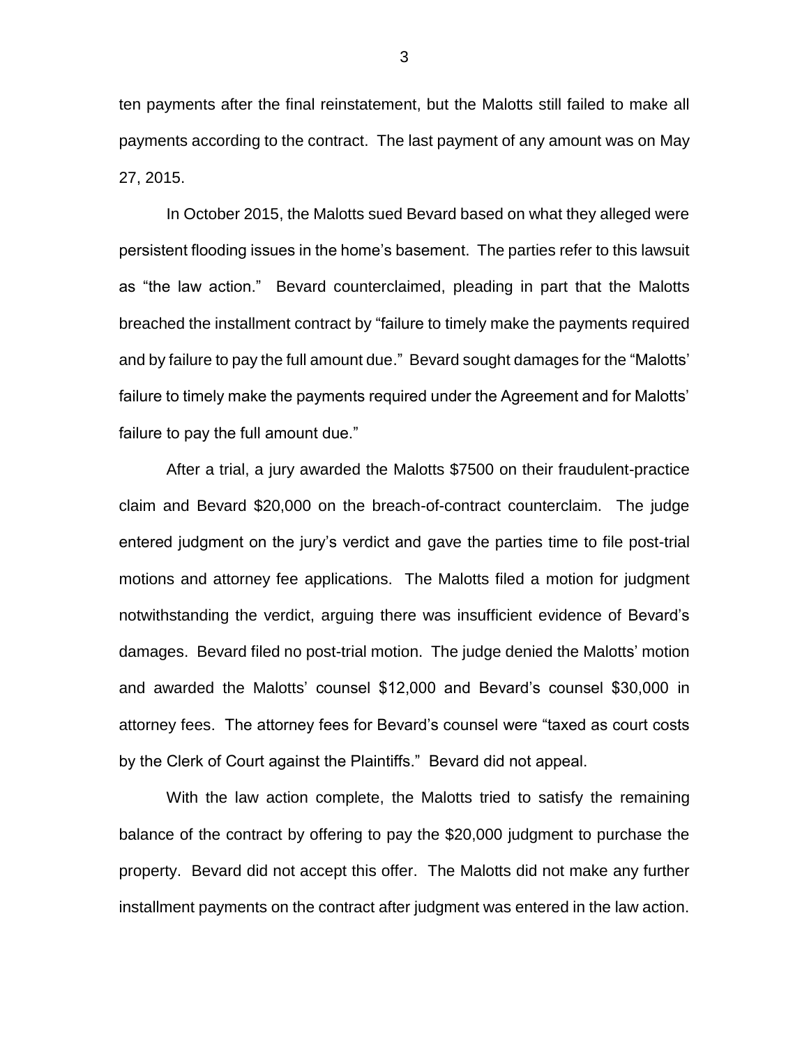ten payments after the final reinstatement, but the Malotts still failed to make all payments according to the contract. The last payment of any amount was on May 27, 2015.

In October 2015, the Malotts sued Bevard based on what they alleged were persistent flooding issues in the home's basement. The parties refer to this lawsuit as "the law action." Bevard counterclaimed, pleading in part that the Malotts breached the installment contract by "failure to timely make the payments required and by failure to pay the full amount due." Bevard sought damages for the "Malotts' failure to timely make the payments required under the Agreement and for Malotts' failure to pay the full amount due."

After a trial, a jury awarded the Malotts $7500 on their fraudulent-practice claim and Bevard $20,000 on the breach-of-contract counterclaim. The judge entered judgment on the jury's verdict and gave the parties time to file post-trial motions and attorney fee applications. The Malotts filed a motion for judgment notwithstanding the verdict, arguing there was insufficient evidence of Bevard's damages. Bevard filed no post-trial motion. The judge denied the Malotts' motion and awarded the Malotts' counsel $12,000 and Bevard's counsel $30,000 in attorney fees. The attorney fees for Bevard's counsel were "taxed as court costs by the Clerk of Court against the Plaintiffs." Bevard did not appeal.

With the law action complete, the Malotts tried to satisfy the remaining balance of the contract by offering to pay the $20,000 judgment to purchase the property. Bevard did not accept this offer. The Malotts did not make any further installment payments on the contract after judgment was entered in the law action.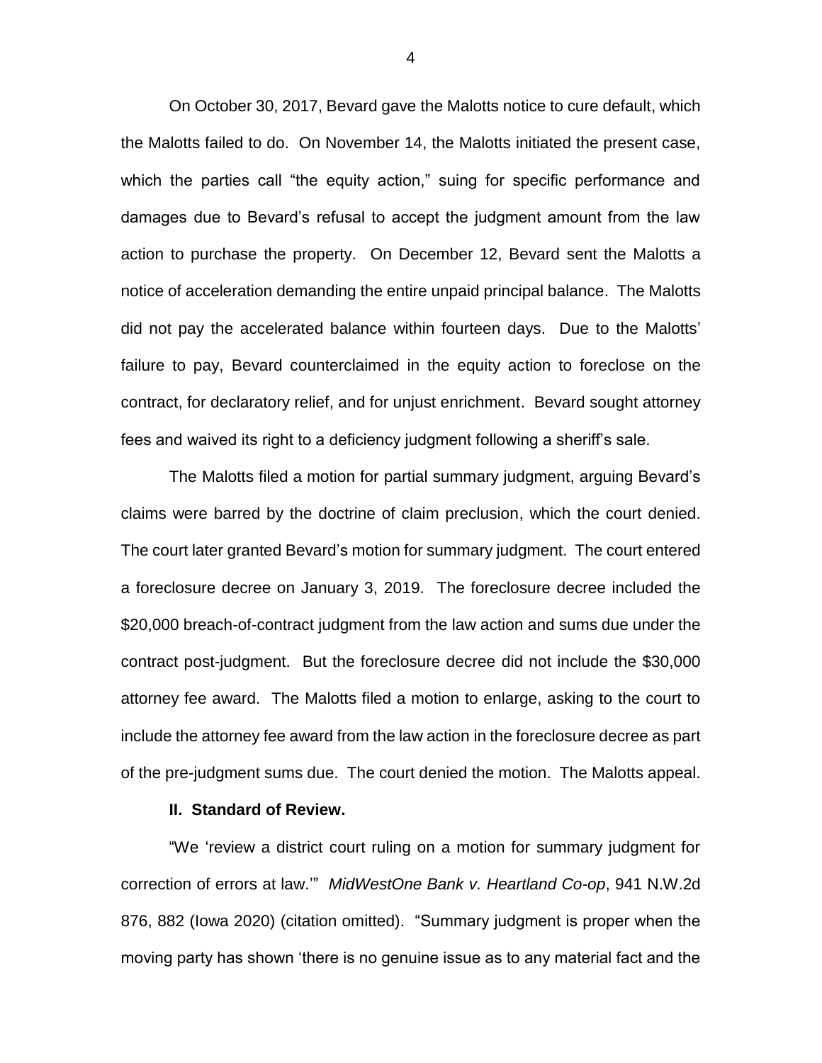On October 30, 2017, Bevard gave the Malotts notice to cure default, which the Malotts failed to do. On November 14, the Malotts initiated the present case, which the parties call "the equity action," suing for specific performance and damages due to Bevard's refusal to accept the judgment amount from the law action to purchase the property. On December 12, Bevard sent the Malotts a notice of acceleration demanding the entire unpaid principal balance. The Malotts did not pay the accelerated balance within fourteen days. Due to the Malotts' failure to pay, Bevard counterclaimed in the equity action to foreclose on the contract, for declaratory relief, and for unjust enrichment. Bevard sought attorney fees and waived its right to a deficiency judgment following a sheriff's sale.

The Malotts filed a motion for partial summary judgment, arguing Bevard's claims were barred by the doctrine of claim preclusion, which the court denied. The court later granted Bevard's motion for summary judgment. The court entered a foreclosure decree on January 3, 2019. The foreclosure decree included the $20,000 breach-of-contract judgment from the law action and sums due under the contract post-judgment. But the foreclosure decree did not include the $30,000 attorney fee award. The Malotts filed a motion to enlarge, asking to the court to include the attorney fee award from the law action in the foreclosure decree as part of the pre-judgment sums due. The court denied the motion. The Malotts appeal.

**II. Standard of Review.**

"We 'review a district court ruling on a motion for summary judgment for correction of errors at law.'" *MidWestOne Bank v. Heartland Co-op*, 941 N.W.2d 876, 882 (Iowa 2020) (citation omitted). "Summary judgment is proper when the moving party has shown 'there is no genuine issue as to any material fact and the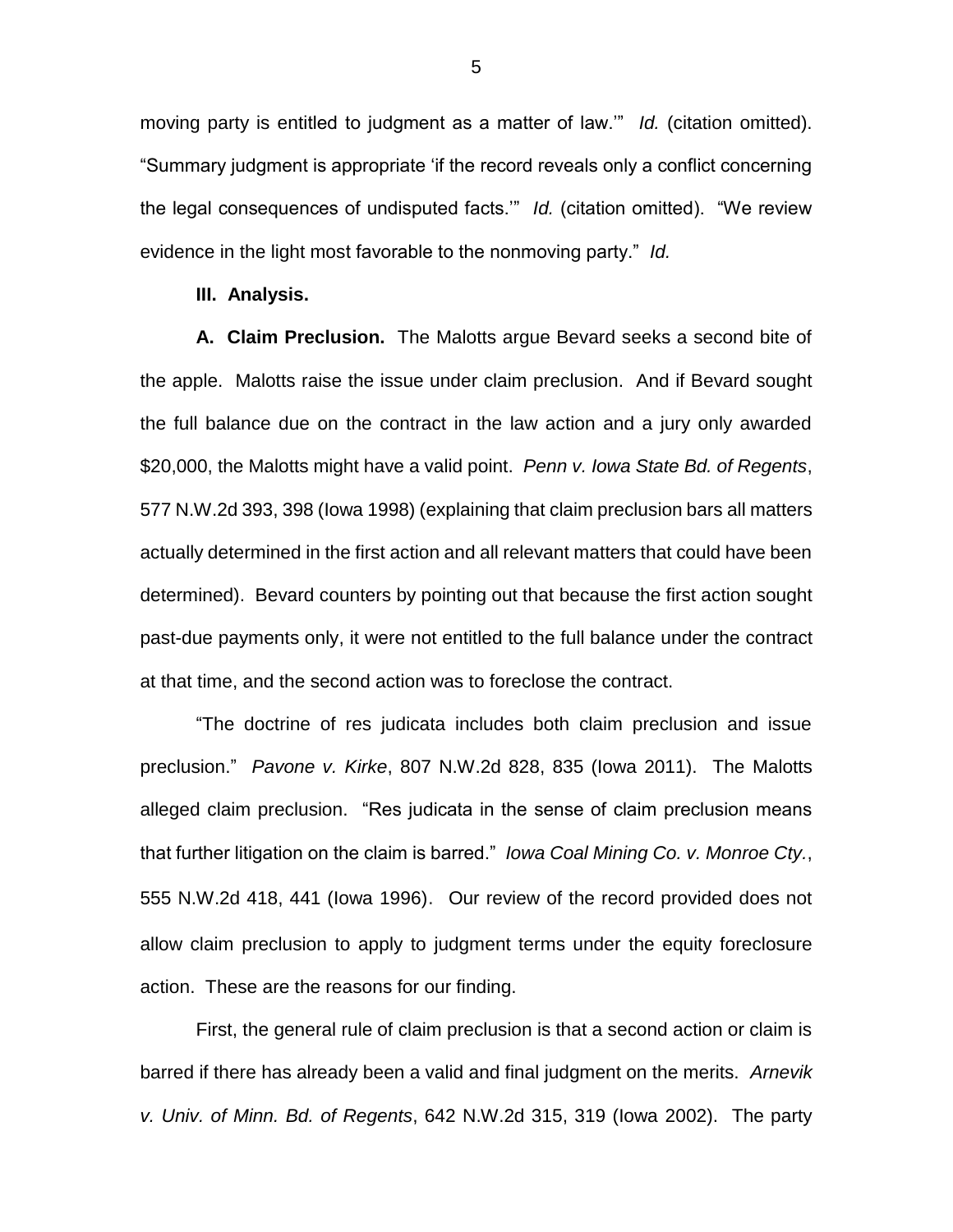moving party is entitled to judgment as a matter of law.'" *Id.* (citation omitted). "Summary judgment is appropriate 'if the record reveals only a conflict concerning the legal consequences of undisputed facts.'" *Id.* (citation omitted). "We review evidence in the light most favorable to the nonmoving party." *Id.*

**III. Analysis.**

**A. Claim Preclusion.** The Malotts argue Bevard seeks a second bite of the apple. Malotts raise the issue under claim preclusion. And if Bevard sought the full balance due on the contract in the law action and a jury only awarded $20,000, the Malotts might have a valid point. *Penn v. Iowa State Bd. of Regents*, 577 N.W.2d 393, 398 (Iowa 1998) (explaining that claim preclusion bars all matters actually determined in the first action and all relevant matters that could have been determined). Bevard counters by pointing out that because the first action sought past-due payments only, it were not entitled to the full balance under the contract at that time, and the second action was to foreclose the contract.

"The doctrine of res judicata includes both claim preclusion and issue preclusion." *Pavone v. Kirke*, 807 N.W.2d 828, 835 (Iowa 2011). The Malotts alleged claim preclusion. "Res judicata in the sense of claim preclusion means that further litigation on the claim is barred." *Iowa Coal Mining Co. v. Monroe Cty.*, 555 N.W.2d 418, 441 (Iowa 1996). Our review of the record provided does not allow claim preclusion to apply to judgment terms under the equity foreclosure action. These are the reasons for our finding.

First, the general rule of claim preclusion is that a second action or claim is barred if there has already been a valid and final judgment on the merits. *Arnevik v. Univ. of Minn. Bd. of Regents*, 642 N.W.2d 315, 319 (Iowa 2002). The party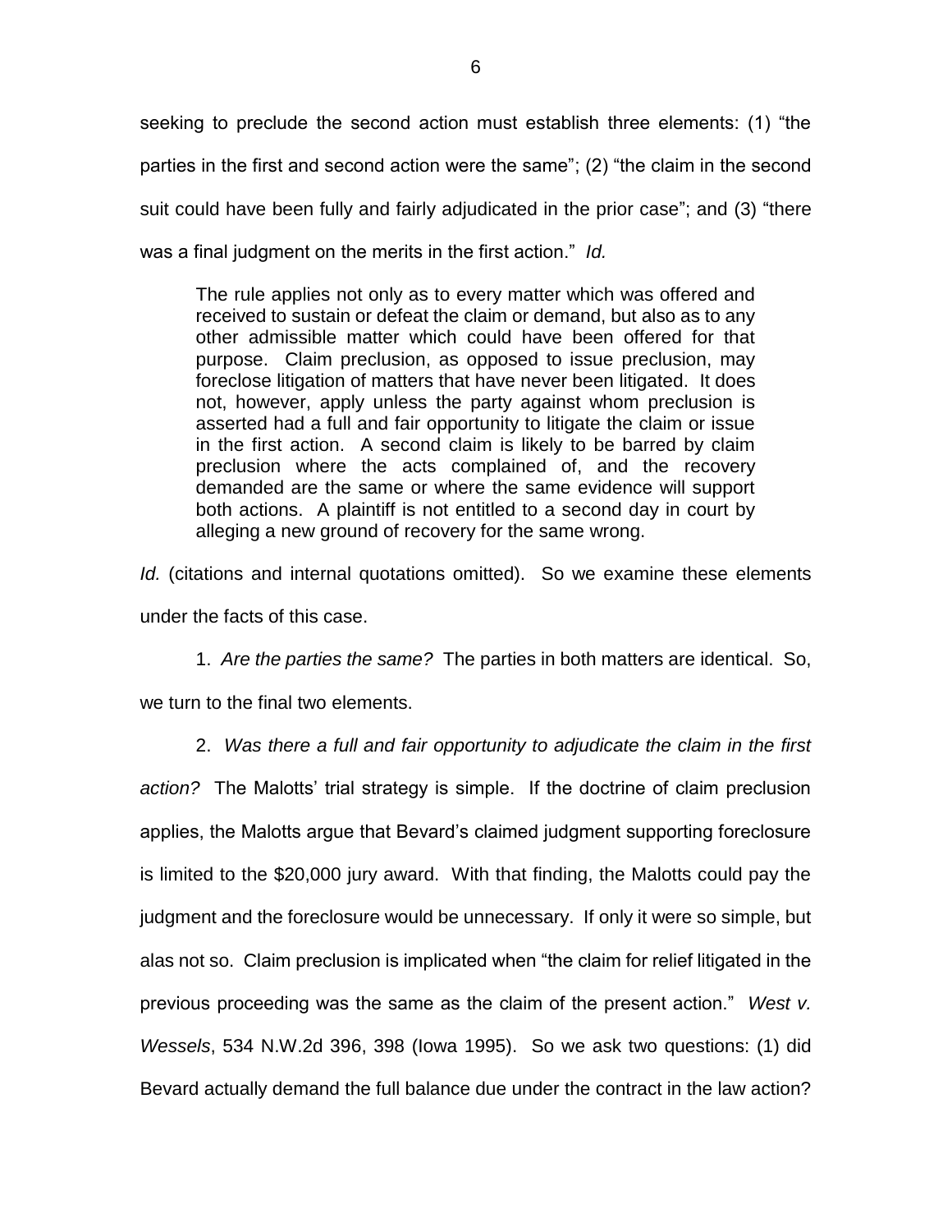seeking to preclude the second action must establish three elements: (1) "the parties in the first and second action were the same"; (2) "the claim in the second suit could have been fully and fairly adjudicated in the prior case"; and (3) "there was a final judgment on the merits in the first action." *Id.*

> The rule applies not only as to every matter which was offered and received to sustain or defeat the claim or demand, but also as to any other admissible matter which could have been offered for that purpose. Claim preclusion, as opposed to issue preclusion, may foreclose litigation of matters that have never been litigated. It does not, however, apply unless the party against whom preclusion is asserted had a full and fair opportunity to litigate the claim or issue in the first action. A second claim is likely to be barred by claim preclusion where the acts complained of, and the recovery demanded are the same or where the same evidence will support both actions. A plaintiff is not entitled to a second day in court by alleging a new ground of recovery for the same wrong.

*Id.* (citations and internal quotations omitted). So we examine these elements under the facts of this case.

1. *Are the parties the same?* The parties in both matters are identical. So, we turn to the final two elements.

2. *Was there a full and fair opportunity to adjudicate the claim in the first action?* The Malotts' trial strategy is simple. If the doctrine of claim preclusion applies, the Malotts argue that Bevard's claimed judgment supporting foreclosure is limited to the $20,000 jury award. With that finding, the Malotts could pay the judgment and the foreclosure would be unnecessary. If only it were so simple, but alas not so. Claim preclusion is implicated when "the claim for relief litigated in the previous proceeding was the same as the claim of the present action." *West v. Wessels*, 534 N.W.2d 396, 398 (Iowa 1995). So we ask two questions: (1) did Bevard actually demand the full balance due under the contract in the law action?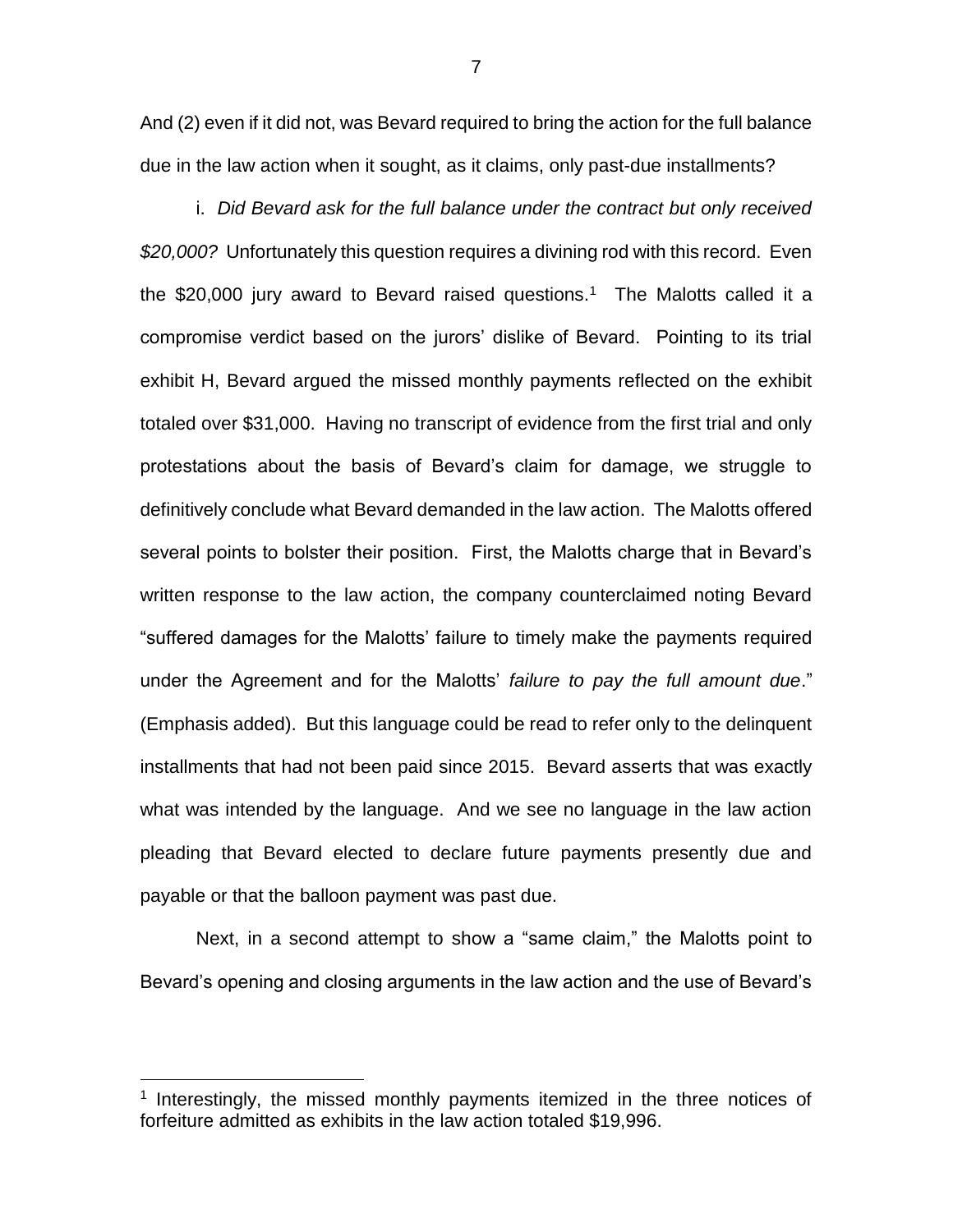And (2) even if it did not, was Bevard required to bring the action for the full balance due in the law action when it sought, as it claims, only past-due installments?

i. *Did Bevard ask for the full balance under the contract but only received $20,000?* Unfortunately this question requires a divining rod with this record. Even the $20,000 jury award to Bevard raised questions.[1] The Malotts called it a compromise verdict based on the jurors' dislike of Bevard. Pointing to its trial exhibit H, Bevard argued the missed monthly payments reflected on the exhibit totaled over $31,000. Having no transcript of evidence from the first trial and only protestations about the basis of Bevard's claim for damage, we struggle to definitively conclude what Bevard demanded in the law action. The Malotts offered several points to bolster their position. First, the Malotts charge that in Bevard's written response to the law action, the company counterclaimed noting Bevard "suffered damages for the Malotts' failure to timely make the payments required under the Agreement and for the Malotts' *failure to pay the full amount due*." (Emphasis added). But this language could be read to refer only to the delinquent installments that had not been paid since 2015. Bevard asserts that was exactly what was intended by the language. And we see no language in the law action pleading that Bevard elected to declare future payments presently due and payable or that the balloon payment was past due.

Next, in a second attempt to show a "same claim," the Malotts point to Bevard's opening and closing arguments in the law action and the use of Bevard's

---

[1] Interestingly, the missed monthly payments itemized in the three notices of forfeiture admitted as exhibits in the law action totaled $19,996.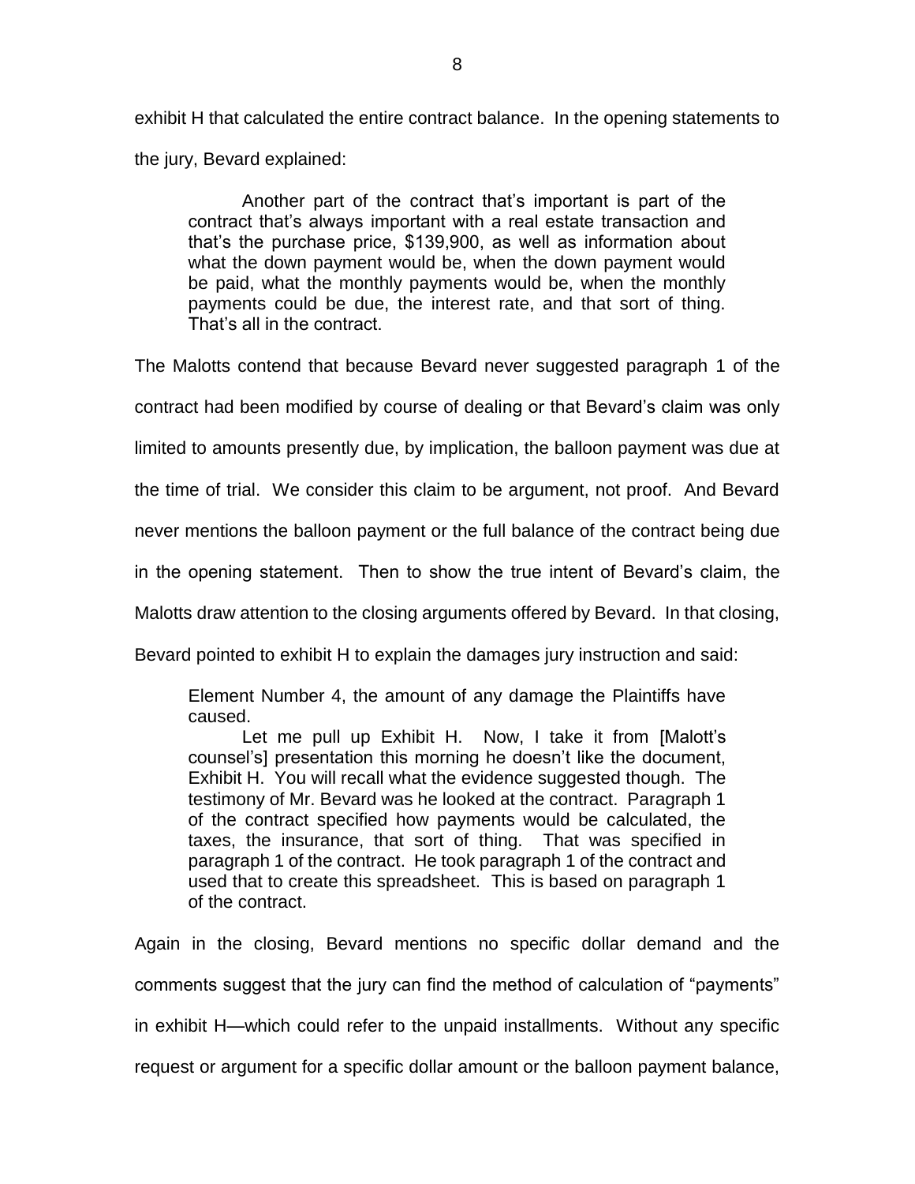exhibit H that calculated the entire contract balance. In the opening statements to the jury, Bevard explained:

> Another part of the contract that's important is part of the contract that's always important with a real estate transaction and that's the purchase price, $139,900, as well as information about what the down payment would be, when the down payment would be paid, what the monthly payments would be, when the monthly payments could be due, the interest rate, and that sort of thing. That's all in the contract.

The Malotts contend that because Bevard never suggested paragraph 1 of the contract had been modified by course of dealing or that Bevard's claim was only limited to amounts presently due, by implication, the balloon payment was due at the time of trial. We consider this claim to be argument, not proof. And Bevard never mentions the balloon payment or the full balance of the contract being due in the opening statement. Then to show the true intent of Bevard's claim, the Malotts draw attention to the closing arguments offered by Bevard. In that closing, Bevard pointed to exhibit H to explain the damages jury instruction and said:

> Element Number 4, the amount of any damage the Plaintiffs have caused.
>
> Let me pull up Exhibit H. Now, I take it from [Malott's counsel's] presentation this morning he doesn't like the document, Exhibit H. You will recall what the evidence suggested though. The testimony of Mr. Bevard was he looked at the contract. Paragraph 1 of the contract specified how payments would be calculated, the taxes, the insurance, that sort of thing. That was specified in paragraph 1 of the contract. He took paragraph 1 of the contract and used that to create this spreadsheet. This is based on paragraph 1 of the contract.

Again in the closing, Bevard mentions no specific dollar demand and the comments suggest that the jury can find the method of calculation of "payments" in exhibit H—which could refer to the unpaid installments. Without any specific request or argument for a specific dollar amount or the balloon payment balance,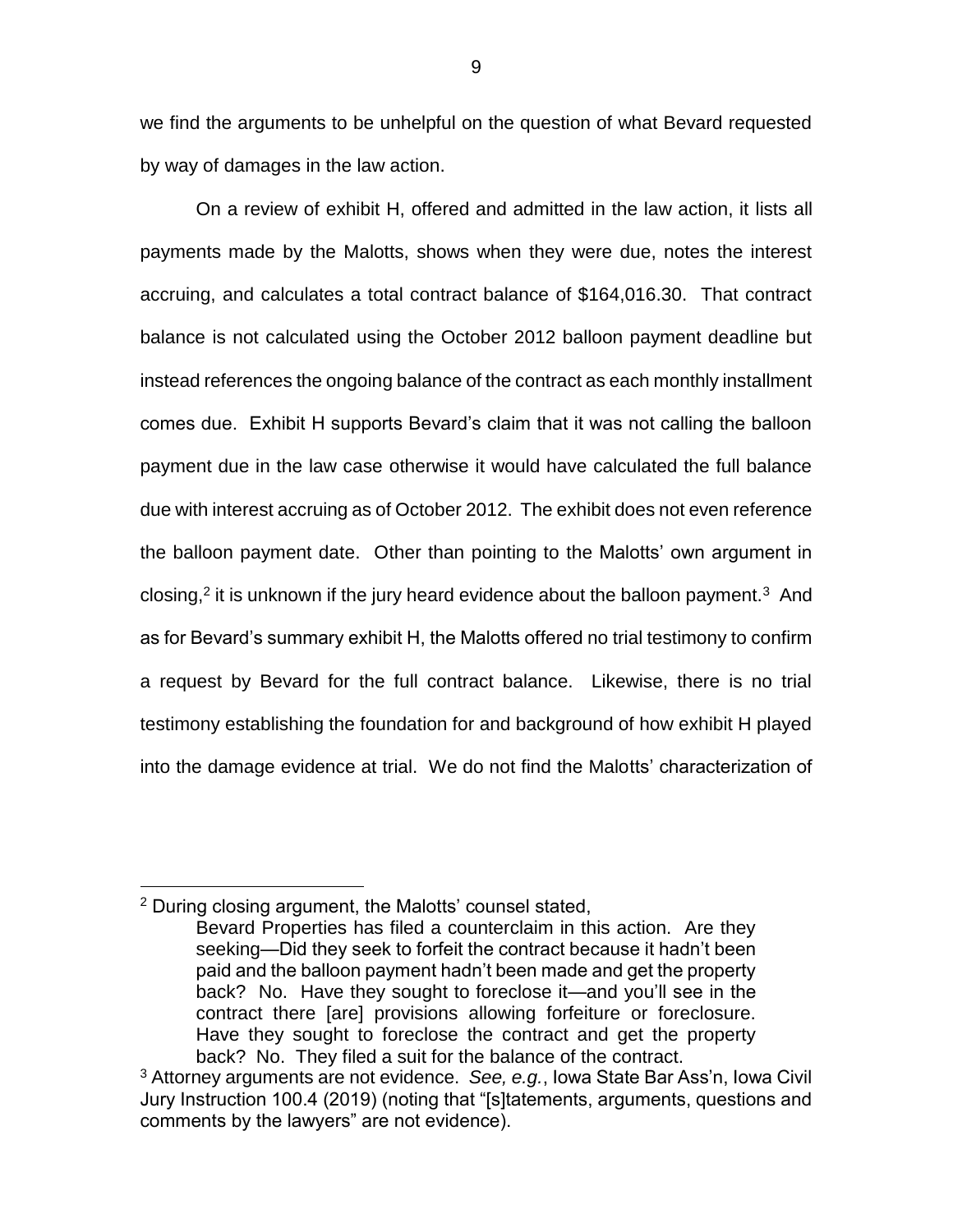we find the arguments to be unhelpful on the question of what Bevard requested by way of damages in the law action.

On a review of exhibit H, offered and admitted in the law action, it lists all payments made by the Malotts, shows when they were due, notes the interest accruing, and calculates a total contract balance of $164,016.30. That contract balance is not calculated using the October 2012 balloon payment deadline but instead references the ongoing balance of the contract as each monthly installment comes due. Exhibit H supports Bevard's claim that it was not calling the balloon payment due in the law case otherwise it would have calculated the full balance due with interest accruing as of October 2012. The exhibit does not even reference the balloon payment date. Other than pointing to the Malotts' own argument in closing,[2] it is unknown if the jury heard evidence about the balloon payment.[3] And as for Bevard's summary exhibit H, the Malotts offered no trial testimony to confirm a request by Bevard for the full contract balance. Likewise, there is no trial testimony establishing the foundation for and background of how exhibit H played into the damage evidence at trial. We do not find the Malotts' characterization of

---

[2] During closing argument, the Malotts' counsel stated,

> Bevard Properties has filed a counterclaim in this action. Are they seeking—Did they seek to forfeit the contract because it hadn't been paid and the balloon payment hadn't been made and get the property back? No. Have they sought to foreclose it—and you'll see in the contract there [are] provisions allowing forfeiture or foreclosure. Have they sought to foreclose the contract and get the property back? No. They filed a suit for the balance of the contract.

[3] Attorney arguments are not evidence. *See, e.g.*, Iowa State Bar Ass'n, Iowa Civil Jury Instruction 100.4 (2019) (noting that "[s]tatements, arguments, questions and comments by the lawyers" are not evidence).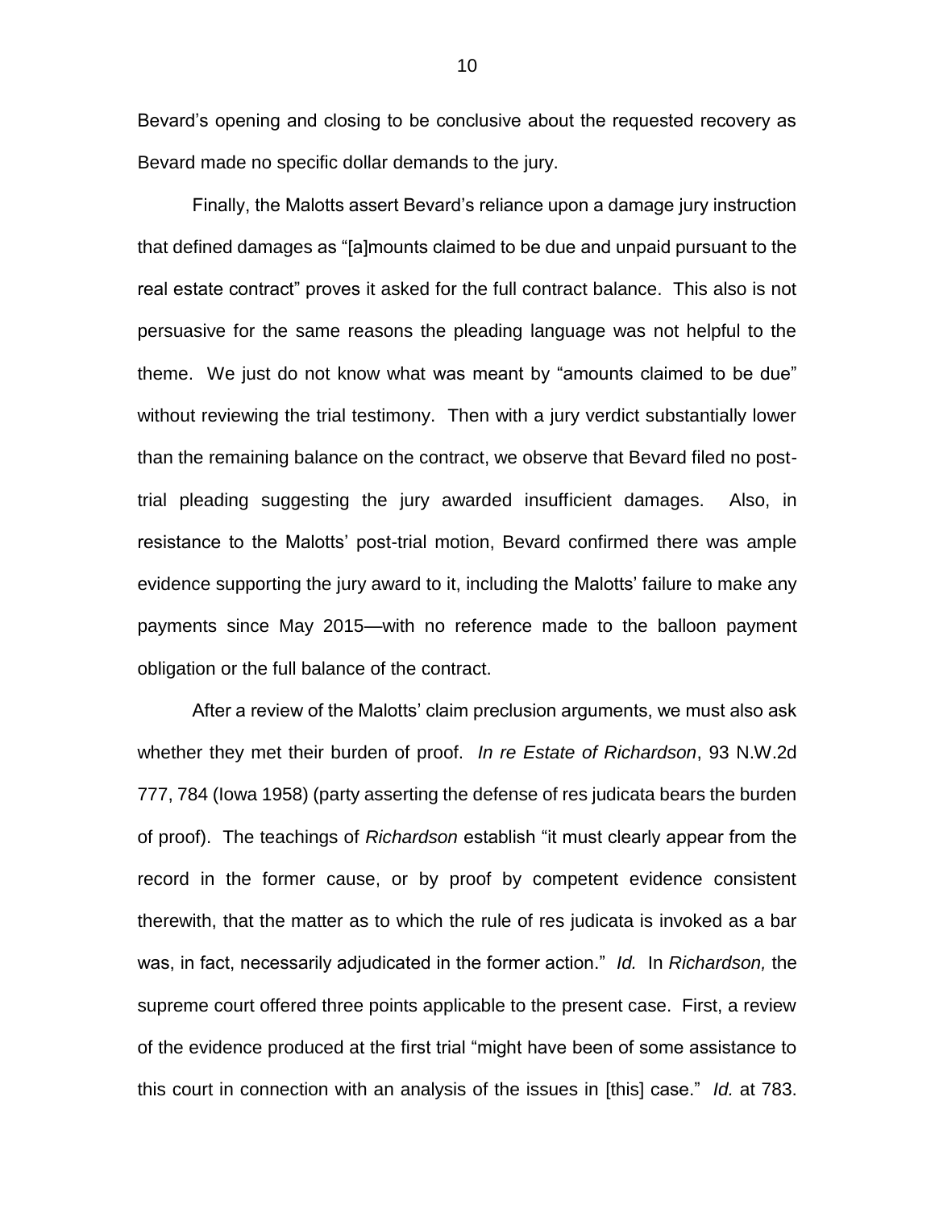Bevard's opening and closing to be conclusive about the requested recovery as Bevard made no specific dollar demands to the jury.

Finally, the Malotts assert Bevard's reliance upon a damage jury instruction that defined damages as "[a]mounts claimed to be due and unpaid pursuant to the real estate contract" proves it asked for the full contract balance. This also is not persuasive for the same reasons the pleading language was not helpful to the theme. We just do not know what was meant by "amounts claimed to be due" without reviewing the trial testimony. Then with a jury verdict substantially lower than the remaining balance on the contract, we observe that Bevard filed no post-trial pleading suggesting the jury awarded insufficient damages. Also, in resistance to the Malotts' post-trial motion, Bevard confirmed there was ample evidence supporting the jury award to it, including the Malotts' failure to make any payments since May 2015—with no reference made to the balloon payment obligation or the full balance of the contract.

After a review of the Malotts' claim preclusion arguments, we must also ask whether they met their burden of proof. *In re Estate of Richardson*, 93 N.W.2d 777, 784 (Iowa 1958) (party asserting the defense of res judicata bears the burden of proof). The teachings of *Richardson* establish "it must clearly appear from the record in the former cause, or by proof by competent evidence consistent therewith, that the matter as to which the rule of res judicata is invoked as a bar was, in fact, necessarily adjudicated in the former action." *Id.* In *Richardson,* the supreme court offered three points applicable to the present case. First, a review of the evidence produced at the first trial "might have been of some assistance to this court in connection with an analysis of the issues in [this] case." *Id.* at 783.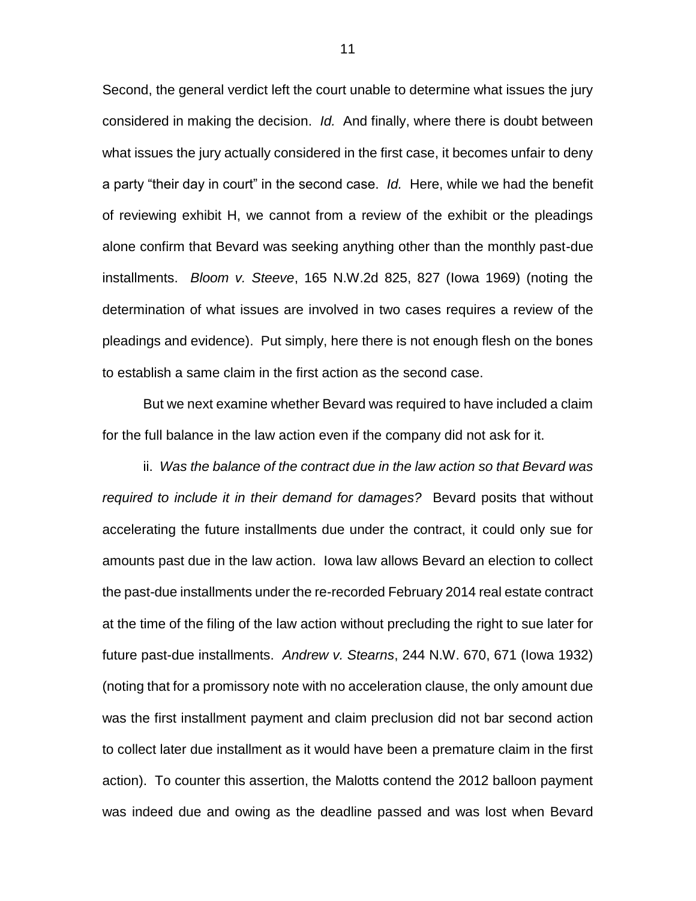Second, the general verdict left the court unable to determine what issues the jury considered in making the decision. *Id.* And finally, where there is doubt between what issues the jury actually considered in the first case, it becomes unfair to deny a party "their day in court" in the second case. *Id.* Here, while we had the benefit of reviewing exhibit H, we cannot from a review of the exhibit or the pleadings alone confirm that Bevard was seeking anything other than the monthly past-due installments. *Bloom v. Steeve*, 165 N.W.2d 825, 827 (Iowa 1969) (noting the determination of what issues are involved in two cases requires a review of the pleadings and evidence). Put simply, here there is not enough flesh on the bones to establish a same claim in the first action as the second case.

But we next examine whether Bevard was required to have included a claim for the full balance in the law action even if the company did not ask for it.

ii. *Was the balance of the contract due in the law action so that Bevard was required to include it in their demand for damages?* Bevard posits that without accelerating the future installments due under the contract, it could only sue for amounts past due in the law action. Iowa law allows Bevard an election to collect the past-due installments under the re-recorded February 2014 real estate contract at the time of the filing of the law action without precluding the right to sue later for future past-due installments. *Andrew v. Stearns*, 244 N.W. 670, 671 (Iowa 1932) (noting that for a promissory note with no acceleration clause, the only amount due was the first installment payment and claim preclusion did not bar second action to collect later due installment as it would have been a premature claim in the first action). To counter this assertion, the Malotts contend the 2012 balloon payment was indeed due and owing as the deadline passed and was lost when Bevard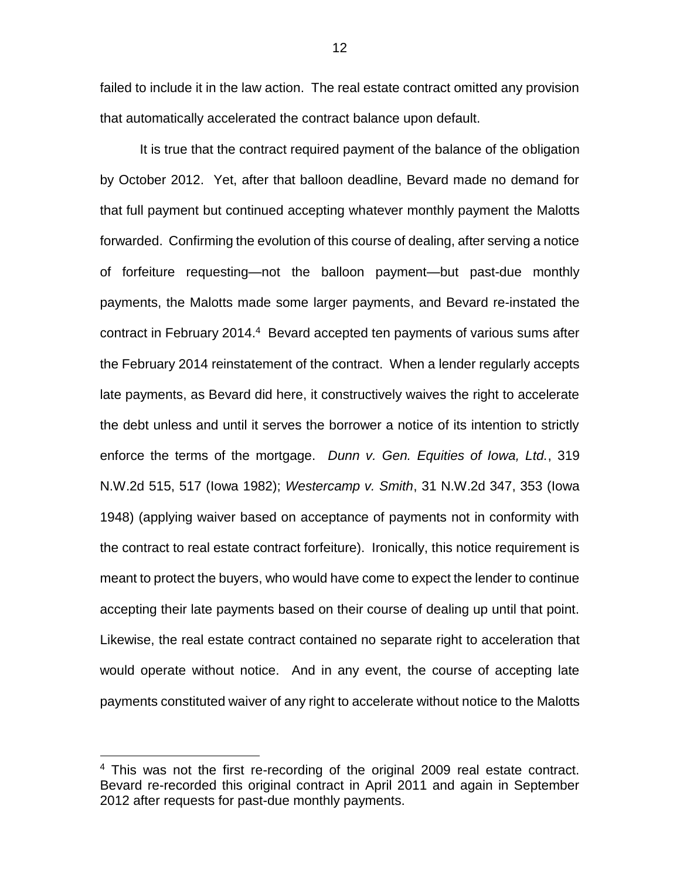failed to include it in the law action. The real estate contract omitted any provision that automatically accelerated the contract balance upon default.

It is true that the contract required payment of the balance of the obligation by October 2012. Yet, after that balloon deadline, Bevard made no demand for that full payment but continued accepting whatever monthly payment the Malotts forwarded. Confirming the evolution of this course of dealing, after serving a notice of forfeiture requesting—not the balloon payment—but past-due monthly payments, the Malotts made some larger payments, and Bevard re-instated the contract in February 2014.[4] Bevard accepted ten payments of various sums after the February 2014 reinstatement of the contract. When a lender regularly accepts late payments, as Bevard did here, it constructively waives the right to accelerate the debt unless and until it serves the borrower a notice of its intention to strictly enforce the terms of the mortgage. *Dunn v. Gen. Equities of Iowa, Ltd.*, 319 N.W.2d 515, 517 (Iowa 1982); *Westercamp v. Smith*, 31 N.W.2d 347, 353 (Iowa 1948) (applying waiver based on acceptance of payments not in conformity with the contract to real estate contract forfeiture). Ironically, this notice requirement is meant to protect the buyers, who would have come to expect the lender to continue accepting their late payments based on their course of dealing up until that point. Likewise, the real estate contract contained no separate right to acceleration that would operate without notice. And in any event, the course of accepting late payments constituted waiver of any right to accelerate without notice to the Malotts

[4] This was not the first re-recording of the original 2009 real estate contract. Bevard re-recorded this original contract in April 2011 and again in September 2012 after requests for past-due monthly payments.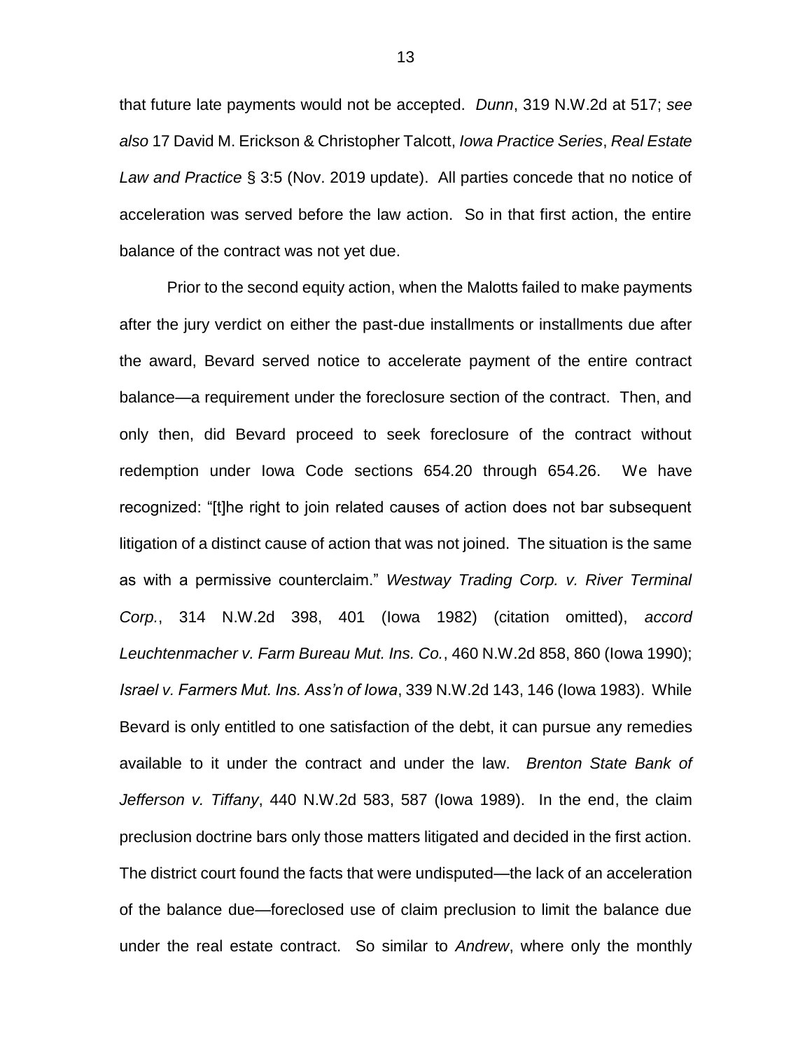that future late payments would not be accepted. *Dunn*, 319 N.W.2d at 517; *see also* 17 David M. Erickson & Christopher Talcott, *Iowa Practice Series*, *Real Estate Law and Practice* § 3:5 (Nov. 2019 update). All parties concede that no notice of acceleration was served before the law action. So in that first action, the entire balance of the contract was not yet due.

Prior to the second equity action, when the Malotts failed to make payments after the jury verdict on either the past-due installments or installments due after the award, Bevard served notice to accelerate payment of the entire contract balance—a requirement under the foreclosure section of the contract. Then, and only then, did Bevard proceed to seek foreclosure of the contract without redemption under Iowa Code sections 654.20 through 654.26. We have recognized: "[t]he right to join related causes of action does not bar subsequent litigation of a distinct cause of action that was not joined. The situation is the same as with a permissive counterclaim." *Westway Trading Corp. v. River Terminal Corp.*, 314 N.W.2d 398, 401 (Iowa 1982) (citation omitted), *accord Leuchtenmacher v. Farm Bureau Mut. Ins. Co.*, 460 N.W.2d 858, 860 (Iowa 1990); *Israel v. Farmers Mut. Ins. Ass'n of Iowa*, 339 N.W.2d 143, 146 (Iowa 1983). While Bevard is only entitled to one satisfaction of the debt, it can pursue any remedies available to it under the contract and under the law. *Brenton State Bank of Jefferson v. Tiffany*, 440 N.W.2d 583, 587 (Iowa 1989). In the end, the claim preclusion doctrine bars only those matters litigated and decided in the first action. The district court found the facts that were undisputed—the lack of an acceleration of the balance due—foreclosed use of claim preclusion to limit the balance due under the real estate contract. So similar to *Andrew*, where only the monthly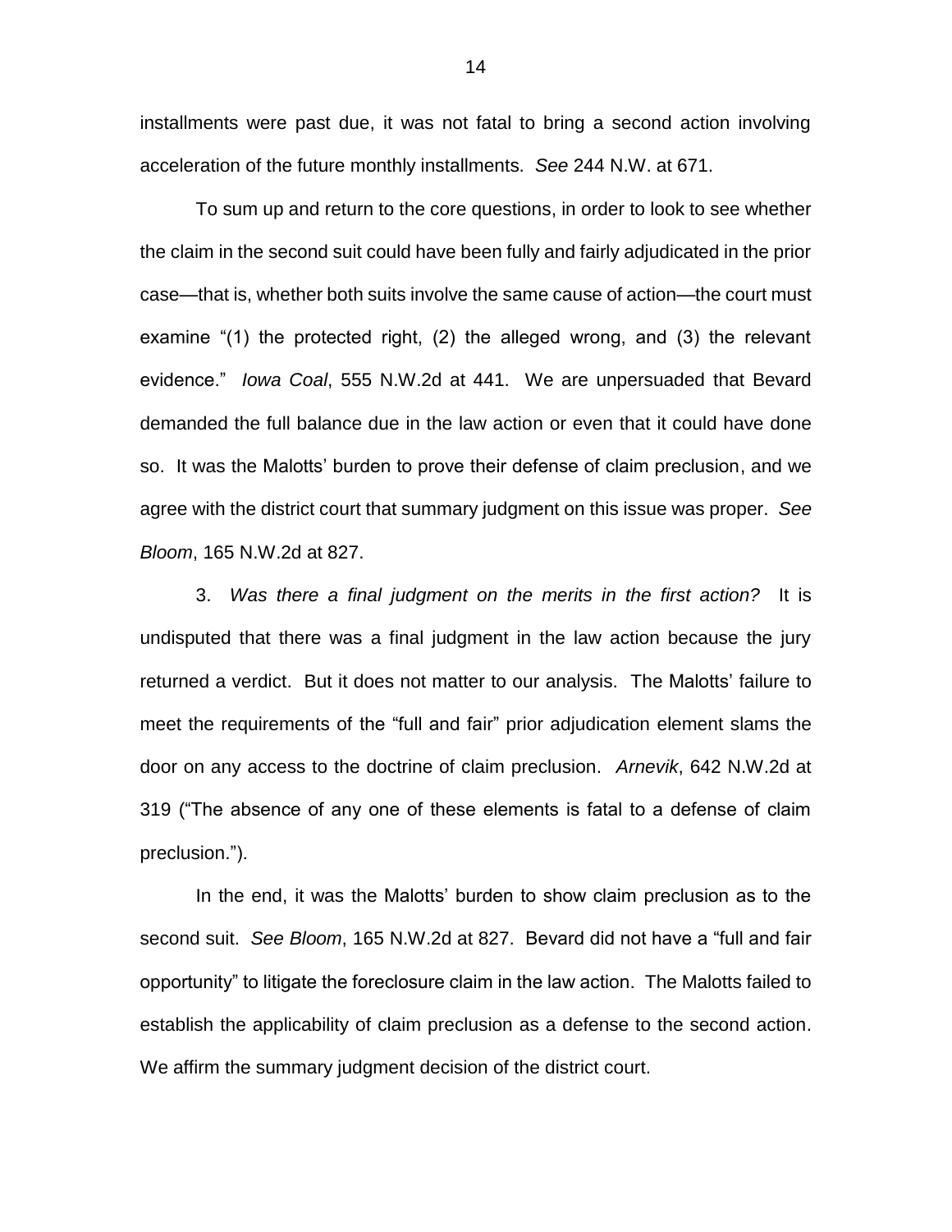installments were past due, it was not fatal to bring a second action involving acceleration of the future monthly installments. *See* 244 N.W. at 671.

To sum up and return to the core questions, in order to look to see whether the claim in the second suit could have been fully and fairly adjudicated in the prior case—that is, whether both suits involve the same cause of action—the court must examine "(1) the protected right, (2) the alleged wrong, and (3) the relevant evidence." *Iowa Coal*, 555 N.W.2d at 441. We are unpersuaded that Bevard demanded the full balance due in the law action or even that it could have done so. It was the Malotts' burden to prove their defense of claim preclusion, and we agree with the district court that summary judgment on this issue was proper. *See Bloom*, 165 N.W.2d at 827.

3. *Was there a final judgment on the merits in the first action?* It is undisputed that there was a final judgment in the law action because the jury returned a verdict. But it does not matter to our analysis. The Malotts' failure to meet the requirements of the "full and fair" prior adjudication element slams the door on any access to the doctrine of claim preclusion. *Arnevik*, 642 N.W.2d at 319 ("The absence of any one of these elements is fatal to a defense of claim preclusion.").

In the end, it was the Malotts' burden to show claim preclusion as to the second suit. *See Bloom*, 165 N.W.2d at 827. Bevard did not have a "full and fair opportunity" to litigate the foreclosure claim in the law action. The Malotts failed to establish the applicability of claim preclusion as a defense to the second action. We affirm the summary judgment decision of the district court.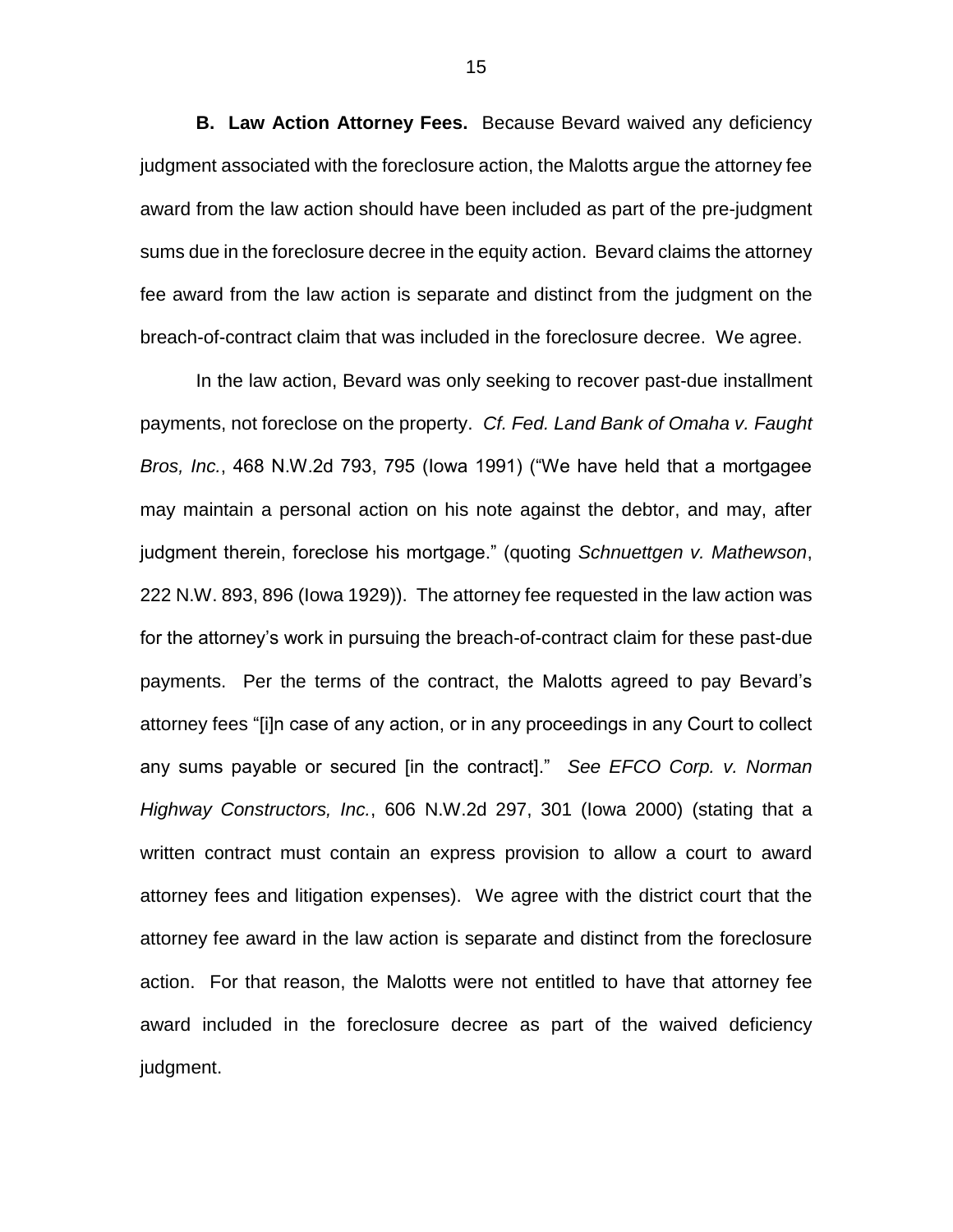**B. Law Action Attorney Fees.** Because Bevard waived any deficiency judgment associated with the foreclosure action, the Malotts argue the attorney fee award from the law action should have been included as part of the pre-judgment sums due in the foreclosure decree in the equity action. Bevard claims the attorney fee award from the law action is separate and distinct from the judgment on the breach-of-contract claim that was included in the foreclosure decree. We agree.

In the law action, Bevard was only seeking to recover past-due installment payments, not foreclose on the property. *Cf. Fed. Land Bank of Omaha v. Faught Bros, Inc.*, 468 N.W.2d 793, 795 (Iowa 1991) ("We have held that a mortgagee may maintain a personal action on his note against the debtor, and may, after judgment therein, foreclose his mortgage." (quoting *Schnuettgen v. Mathewson*, 222 N.W. 893, 896 (Iowa 1929)). The attorney fee requested in the law action was for the attorney's work in pursuing the breach-of-contract claim for these past-due payments. Per the terms of the contract, the Malotts agreed to pay Bevard's attorney fees "[i]n case of any action, or in any proceedings in any Court to collect any sums payable or secured [in the contract]." *See EFCO Corp. v. Norman Highway Constructors, Inc.*, 606 N.W.2d 297, 301 (Iowa 2000) (stating that a written contract must contain an express provision to allow a court to award attorney fees and litigation expenses). We agree with the district court that the attorney fee award in the law action is separate and distinct from the foreclosure action. For that reason, the Malotts were not entitled to have that attorney fee award included in the foreclosure decree as part of the waived deficiency judgment.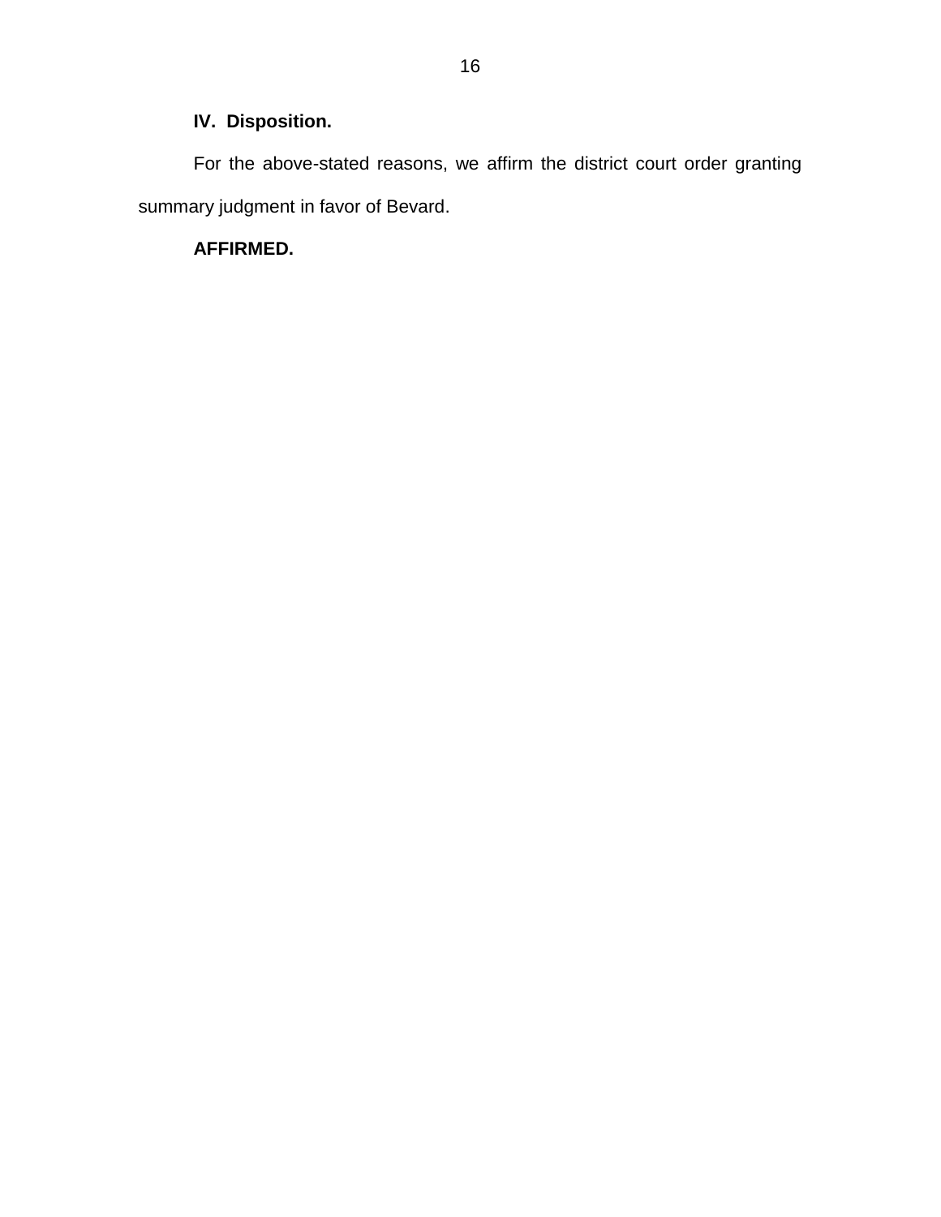**IV. Disposition.**

For the above-stated reasons, we affirm the district court order granting summary judgment in favor of Bevard.

**AFFIRMED.**